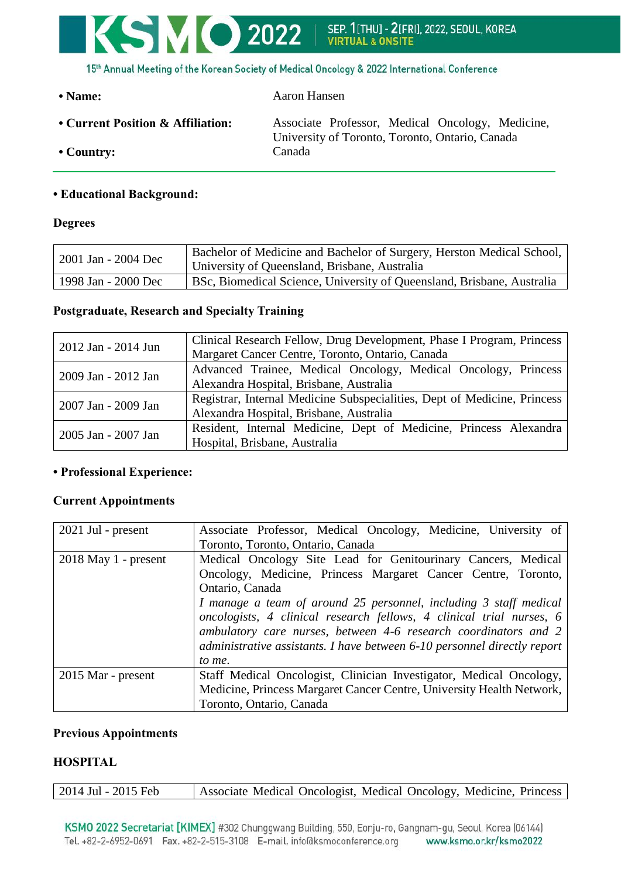- **Name:** Aaron Hansen
- **Current Position & Affiliation:** Associate Professor, Medical Oncology, Medicine, University of Toronto, Toronto, Ontario, Canada
- **Country:** Canada

---

- **Educational Background:**

**Degrees**

| | |
|---|---|
| 2001 Jan - 2004 Dec | Bachelor of Medicine and Bachelor of Surgery, Herston Medical School, University of Queensland, Brisbane, Australia |
| 1998 Jan - 2000 Dec | BSc, Biomedical Science, University of Queensland, Brisbane, Australia |

**Postgraduate, Research and Specialty Training**

| | |
|---|---|
| 2012 Jan - 2014 Jun | Clinical Research Fellow, Drug Development, Phase I Program, Princess Margaret Cancer Centre, Toronto, Ontario, Canada |
| 2009 Jan - 2012 Jan | Advanced Trainee, Medical Oncology, Medical Oncology, Princess Alexandra Hospital, Brisbane, Australia |
| 2007 Jan - 2009 Jan | Registrar, Internal Medicine Subspecialities, Dept of Medicine, Princess Alexandra Hospital, Brisbane, Australia |
| 2005 Jan - 2007 Jan | Resident, Internal Medicine, Dept of Medicine, Princess Alexandra Hospital, Brisbane, Australia |

- **Professional Experience:**

**Current Appointments**

| | |
|---|---|
| 2021 Jul - present | Associate Professor, Medical Oncology, Medicine, University of Toronto, Toronto, Ontario, Canada |
| 2018 May 1 - present | Medical Oncology Site Lead for Genitourinary Cancers, Medical Oncology, Medicine, Princess Margaret Cancer Centre, Toronto, Ontario, Canada<br>*I manage a team of around 25 personnel, including 3 staff medical oncologists, 4 clinical research fellows, 4 clinical trial nurses, 6 ambulatory care nurses, between 4-6 research coordinators and 2 administrative assistants. I have between 6-10 personnel directly report to me.* |
| 2015 Mar - present | Staff Medical Oncologist, Clinician Investigator, Medical Oncology, Medicine, Princess Margaret Cancer Centre, University Health Network, Toronto, Ontario, Canada |

**Previous Appointments**

**HOSPITAL**

| | |
|---|---|
| 2014 Jul - 2015 Feb | Associate Medical Oncologist, Medical Oncology, Medicine, Princess |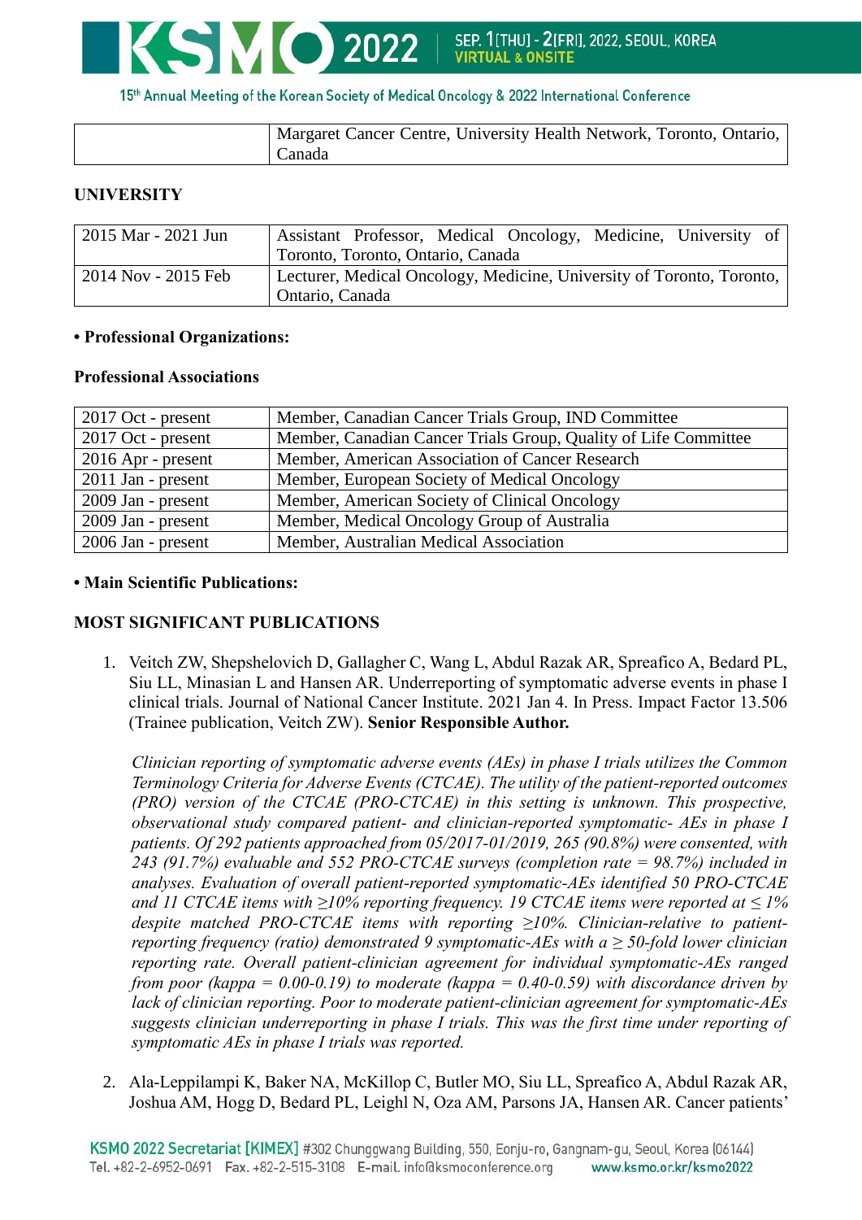| | Margaret Cancer Centre, University Health Network, Toronto, Ontario, Canada |
|---|---|

**UNIVERSITY**

| 2015 Mar - 2021 Jun | Assistant Professor, Medical Oncology, Medicine, University of Toronto, Toronto, Ontario, Canada |
|---|---|
| 2014 Nov - 2015 Feb | Lecturer, Medical Oncology, Medicine, University of Toronto, Toronto, Ontario, Canada |

**• Professional Organizations:**

**Professional Associations**

| 2017 Oct - present | Member, Canadian Cancer Trials Group, IND Committee |
|---|---|
| 2017 Oct - present | Member, Canadian Cancer Trials Group, Quality of Life Committee |
| 2016 Apr - present | Member, American Association of Cancer Research |
| 2011 Jan - present | Member, European Society of Medical Oncology |
| 2009 Jan - present | Member, American Society of Clinical Oncology |
| 2009 Jan - present | Member, Medical Oncology Group of Australia |
| 2006 Jan - present | Member, Australian Medical Association |

**• Main Scientific Publications:**

**MOST SIGNIFICANT PUBLICATIONS**

1. Veitch ZW, Shepshelovich D, Gallagher C, Wang L, Abdul Razak AR, Spreafico A, Bedard PL, Siu LL, Minasian L and Hansen AR. Underreporting of symptomatic adverse events in phase I clinical trials. Journal of National Cancer Institute. 2021 Jan 4. In Press. Impact Factor 13.506 (Trainee publication, Veitch ZW). **Senior Responsible Author.**

   *Clinician reporting of symptomatic adverse events (AEs) in phase I trials utilizes the Common Terminology Criteria for Adverse Events (CTCAE). The utility of the patient-reported outcomes (PRO) version of the CTCAE (PRO-CTCAE) in this setting is unknown. This prospective, observational study compared patient- and clinician-reported symptomatic- AEs in phase I patients. Of 292 patients approached from 05/2017-01/2019, 265 (90.8%) were consented, with 243 (91.7%) evaluable and 552 PRO-CTCAE surveys (completion rate = 98.7%) included in analyses. Evaluation of overall patient-reported symptomatic-AEs identified 50 PRO-CTCAE and 11 CTCAE items with ≥10% reporting frequency. 19 CTCAE items were reported at ≤ 1% despite matched PRO-CTCAE items with reporting ≥10%. Clinician-relative to patient-reporting frequency (ratio) demonstrated 9 symptomatic-AEs with a ≥ 50-fold lower clinician reporting rate. Overall patient-clinician agreement for individual symptomatic-AEs ranged from poor (kappa = 0.00-0.19) to moderate (kappa = 0.40-0.59) with discordance driven by lack of clinician reporting. Poor to moderate patient-clinician agreement for symptomatic-AEs suggests clinician underreporting in phase I trials. This was the first time under reporting of symptomatic AEs in phase I trials was reported.*

2. Ala-Leppilampi K, Baker NA, McKillop C, Butler MO, Siu LL, Spreafico A, Abdul Razak AR, Joshua AM, Hogg D, Bedard PL, Leighl N, Oza AM, Parsons JA, Hansen AR. Cancer patients'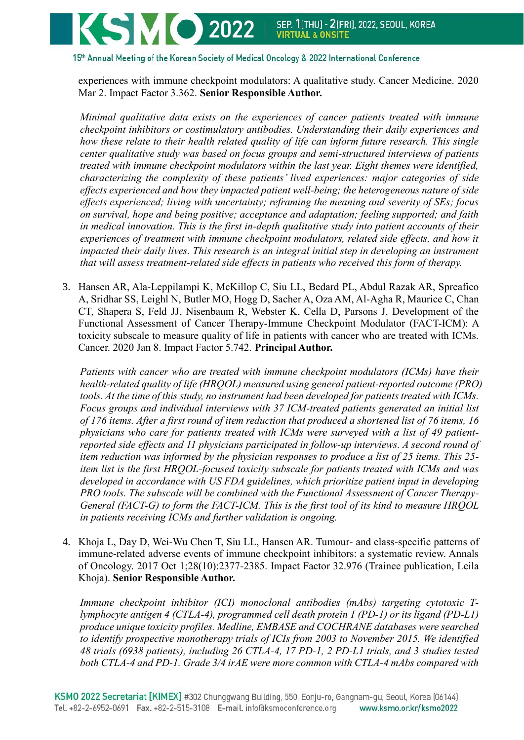experiences with immune checkpoint modulators: A qualitative study. Cancer Medicine. 2020 Mar 2. Impact Factor 3.362. **Senior Responsible Author.**

*Minimal qualitative data exists on the experiences of cancer patients treated with immune checkpoint inhibitors or costimulatory antibodies. Understanding their daily experiences and how these relate to their health related quality of life can inform future research. This single center qualitative study was based on focus groups and semi-structured interviews of patients treated with immune checkpoint modulators within the last year. Eight themes were identified, characterizing the complexity of these patients' lived experiences: major categories of side effects experienced and how they impacted patient well-being; the heterogeneous nature of side effects experienced; living with uncertainty; reframing the meaning and severity of SEs; focus on survival, hope and being positive; acceptance and adaptation; feeling supported; and faith in medical innovation. This is the first in-depth qualitative study into patient accounts of their experiences of treatment with immune checkpoint modulators, related side effects, and how it impacted their daily lives. This research is an integral initial step in developing an instrument that will assess treatment-related side effects in patients who received this form of therapy.*

3. Hansen AR, Ala-Leppilampi K, McKillop C, Siu LL, Bedard PL, Abdul Razak AR, Spreafico A, Sridhar SS, Leighl N, Butler MO, Hogg D, Sacher A, Oza AM, Al-Agha R, Maurice C, Chan CT, Shapera S, Feld JJ, Nisenbaum R, Webster K, Cella D, Parsons J. Development of the Functional Assessment of Cancer Therapy-Immune Checkpoint Modulator (FACT-ICM): A toxicity subscale to measure quality of life in patients with cancer who are treated with ICMs. Cancer. 2020 Jan 8. Impact Factor 5.742. **Principal Author.**

   *Patients with cancer who are treated with immune checkpoint modulators (ICMs) have their health-related quality of life (HRQOL) measured using general patient-reported outcome (PRO) tools. At the time of this study, no instrument had been developed for patients treated with ICMs. Focus groups and individual interviews with 37 ICM-treated patients generated an initial list of 176 items. After a first round of item reduction that produced a shortened list of 76 items, 16 physicians who care for patients treated with ICMs were surveyed with a list of 49 patient-reported side effects and 11 physicians participated in follow-up interviews. A second round of item reduction was informed by the physician responses to produce a list of 25 items. This 25-item list is the first HRQOL-focused toxicity subscale for patients treated with ICMs and was developed in accordance with US FDA guidelines, which prioritize patient input in developing PRO tools. The subscale will be combined with the Functional Assessment of Cancer Therapy-General (FACT-G) to form the FACT-ICM. This is the first tool of its kind to measure HRQOL in patients receiving ICMs and further validation is ongoing.*

4. Khoja L, Day D, Wei-Wu Chen T, Siu LL, Hansen AR. Tumour- and class-specific patterns of immune-related adverse events of immune checkpoint inhibitors: a systematic review. Annals of Oncology. 2017 Oct 1;28(10):2377-2385. Impact Factor 32.976 (Trainee publication, Leila Khoja). **Senior Responsible Author.**

   *Immune checkpoint inhibitor (ICI) monoclonal antibodies (mAbs) targeting cytotoxic T-lymphocyte antigen 4 (CTLA-4), programmed cell death protein 1 (PD-1) or its ligand (PD-L1) produce unique toxicity profiles. Medline, EMBASE and COCHRANE databases were searched to identify prospective monotherapy trials of ICIs from 2003 to November 2015. We identified 48 trials (6938 patients), including 26 CTLA-4, 17 PD-1, 2 PD-L1 trials, and 3 studies tested both CTLA-4 and PD-1. Grade 3/4 irAE were more common with CTLA-4 mAbs compared with*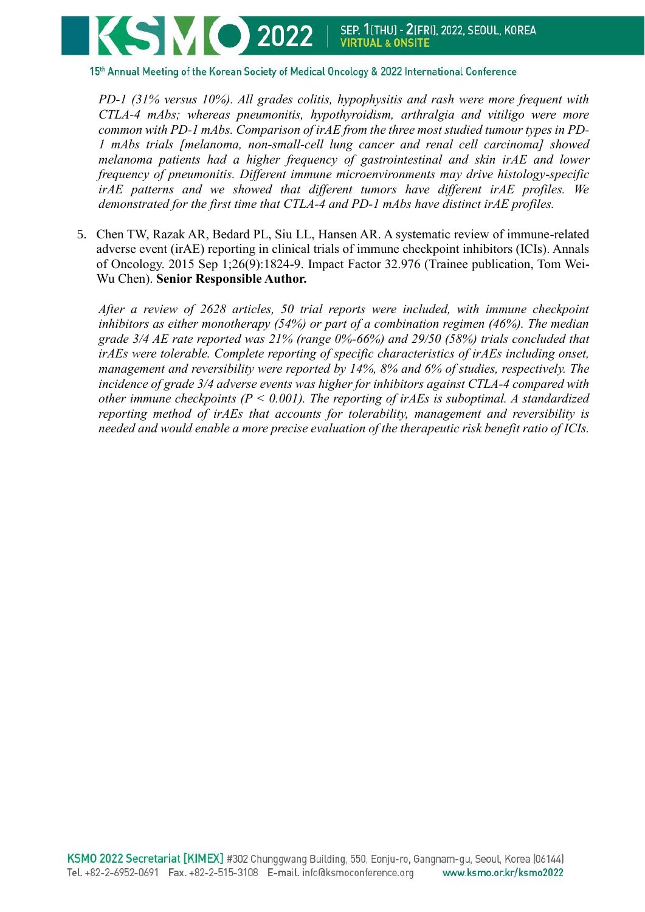*PD-1 (31% versus 10%). All grades colitis, hypophysitis and rash were more frequent with CTLA-4 mAbs; whereas pneumonitis, hypothyroidism, arthralgia and vitiligo were more common with PD-1 mAbs. Comparison of irAE from the three most studied tumour types in PD-1 mAbs trials [melanoma, non-small-cell lung cancer and renal cell carcinoma] showed melanoma patients had a higher frequency of gastrointestinal and skin irAE and lower frequency of pneumonitis. Different immune microenvironments may drive histology-specific irAE patterns and we showed that different tumors have different irAE profiles. We demonstrated for the first time that CTLA-4 and PD-1 mAbs have distinct irAE profiles.*

5. Chen TW, Razak AR, Bedard PL, Siu LL, Hansen AR. A systematic review of immune-related adverse event (irAE) reporting in clinical trials of immune checkpoint inhibitors (ICIs). Annals of Oncology. 2015 Sep 1;26(9):1824-9. Impact Factor 32.976 (Trainee publication, Tom Wei-Wu Chen). **Senior Responsible Author.**

   *After a review of 2628 articles, 50 trial reports were included, with immune checkpoint inhibitors as either monotherapy (54%) or part of a combination regimen (46%). The median grade 3/4 AE rate reported was 21% (range 0%-66%) and 29/50 (58%) trials concluded that irAEs were tolerable. Complete reporting of specific characteristics of irAEs including onset, management and reversibility were reported by 14%, 8% and 6% of studies, respectively. The incidence of grade 3/4 adverse events was higher for inhibitors against CTLA-4 compared with other immune checkpoints ($P < 0.001$). The reporting of irAEs is suboptimal. A standardized reporting method of irAEs that accounts for tolerability, management and reversibility is needed and would enable a more precise evaluation of the therapeutic risk benefit ratio of ICIs.*